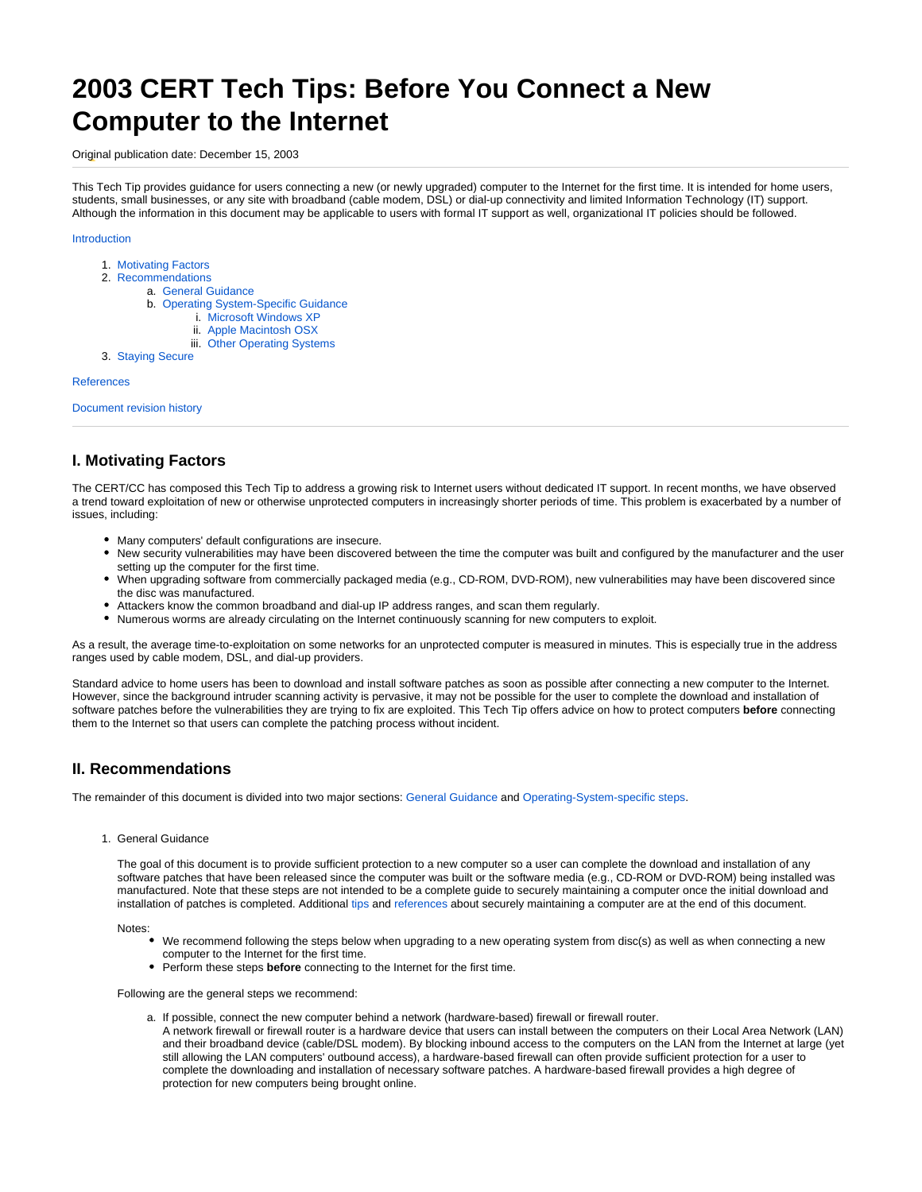# 2003 CERT Tech Tips: Before You Connect a New Computer to the Internet

Original publication date: December 15, 2003

---

This Tech Tip provides guidance for users connecting a new (or newly upgraded) computer to the Internet for the first time. It is intended for home users, students, small businesses, or any site with broadband (cable modem, DSL) or dial-up connectivity and limited Information Technology (IT) support. Although the information in this document may be applicable to users with formal IT support as well, organizational IT policies should be followed.

Introduction

1. Motivating Factors
2. Recommendations
    a. General Guidance
    b. Operating System-Specific Guidance
        i. Microsoft Windows XP
        ii. Apple Macintosh OSX
        iii. Other Operating Systems
3. Staying Secure

References

Document revision history

---

## I. Motivating Factors

The CERT/CC has composed this Tech Tip to address a growing risk to Internet users without dedicated IT support. In recent months, we have observed a trend toward exploitation of new or otherwise unprotected computers in increasingly shorter periods of time. This problem is exacerbated by a number of issues, including:

- Many computers' default configurations are insecure.
- New security vulnerabilities may have been discovered between the time the computer was built and configured by the manufacturer and the user setting up the computer for the first time.
- When upgrading software from commercially packaged media (e.g., CD-ROM, DVD-ROM), new vulnerabilities may have been discovered since the disc was manufactured.
- Attackers know the common broadband and dial-up IP address ranges, and scan them regularly.
- Numerous worms are already circulating on the Internet continuously scanning for new computers to exploit.

As a result, the average time-to-exploitation on some networks for an unprotected computer is measured in minutes. This is especially true in the address ranges used by cable modem, DSL, and dial-up providers.

Standard advice to home users has been to download and install software patches as soon as possible after connecting a new computer to the Internet. However, since the background intruder scanning activity is pervasive, it may not be possible for the user to complete the download and installation of software patches before the vulnerabilities they are trying to fix are exploited. This Tech Tip offers advice on how to protect computers **before** connecting them to the Internet so that users can complete the patching process without incident.

## II. Recommendations

The remainder of this document is divided into two major sections: General Guidance and Operating-System-specific steps.

1. General Guidance

    The goal of this document is to provide sufficient protection to a new computer so a user can complete the download and installation of any software patches that have been released since the computer was built or the software media (e.g., CD-ROM or DVD-ROM) being installed was manufactured. Note that these steps are not intended to be a complete guide to securely maintaining a computer once the initial download and installation of patches is completed. Additional tips and references about securely maintaining a computer are at the end of this document.

    Notes:
    - We recommend following the steps below when upgrading to a new operating system from disc(s) as well as when connecting a new computer to the Internet for the first time.
    - Perform these steps **before** connecting to the Internet for the first time.

    Following are the general steps we recommend:

    a. If possible, connect the new computer behind a network (hardware-based) firewall or firewall router.
    A network firewall or firewall router is a hardware device that users can install between the computers on their Local Area Network (LAN) and their broadband device (cable/DSL modem). By blocking inbound access to the computers on the LAN from the Internet at large (yet still allowing the LAN computers' outbound access), a hardware-based firewall can often provide sufficient protection for a user to complete the downloading and installation of necessary software patches. A hardware-based firewall provides a high degree of protection for new computers being brought online.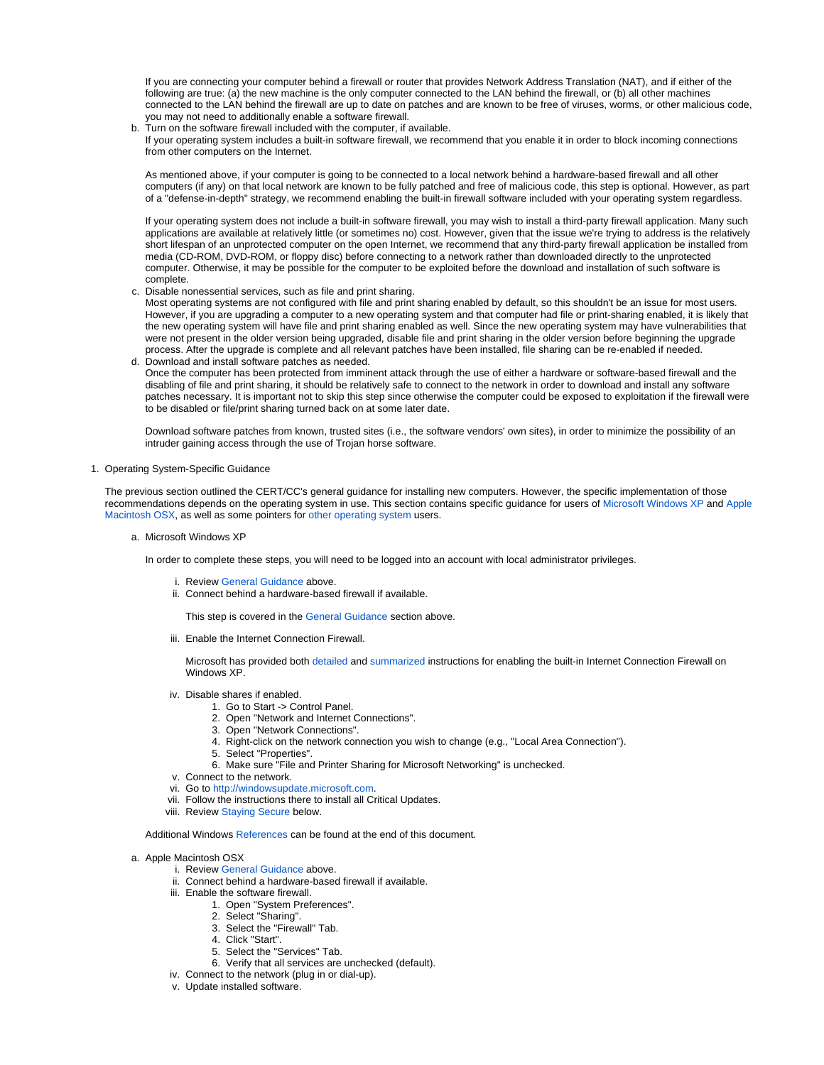If you are connecting your computer behind a firewall or router that provides Network Address Translation (NAT), and if either of the following are true: (a) the new machine is the only computer connected to the LAN behind the firewall, or (b) all other machines connected to the LAN behind the firewall are up to date on patches and are known to be free of viruses, worms, or other malicious code, you may not need to additionally enable a software firewall.

b. Turn on the software firewall included with the computer, if available.
   If your operating system includes a built-in software firewall, we recommend that you enable it in order to block incoming connections from other computers on the Internet.

   As mentioned above, if your computer is going to be connected to a local network behind a hardware-based firewall and all other computers (if any) on that local network are known to be fully patched and free of malicious code, this step is optional. However, as part of a "defense-in-depth" strategy, we recommend enabling the built-in firewall software included with your operating system regardless.

   If your operating system does not include a built-in software firewall, you may wish to install a third-party firewall application. Many such applications are available at relatively little (or sometimes no) cost. However, given that the issue we're trying to address is the relatively short lifespan of an unprotected computer on the open Internet, we recommend that any third-party firewall application be installed from media (CD-ROM, DVD-ROM, or floppy disc) before connecting to a network rather than downloaded directly to the unprotected computer. Otherwise, it may be possible for the computer to be exploited before the download and installation of such software is complete.

c. Disable nonessential services, such as file and print sharing.
   Most operating systems are not configured with file and print sharing enabled by default, so this shouldn't be an issue for most users. However, if you are upgrading a computer to a new operating system and that computer had file or print-sharing enabled, it is likely that the new operating system will have file and print sharing enabled as well. Since the new operating system may have vulnerabilities that were not present in the older version being upgraded, disable file and print sharing in the older version before beginning the upgrade process. After the upgrade is complete and all relevant patches have been installed, file sharing can be re-enabled if needed.

d. Download and install software patches as needed.
   Once the computer has been protected from imminent attack through the use of either a hardware or software-based firewall and the disabling of file and print sharing, it should be relatively safe to connect to the network in order to download and install any software patches necessary. It is important not to skip this step since otherwise the computer could be exposed to exploitation if the firewall were to be disabled or file/print sharing turned back on at some later date.

   Download software patches from known, trusted sites (i.e., the software vendors' own sites), in order to minimize the possibility of an intruder gaining access through the use of Trojan horse software.

1. Operating System-Specific Guidance

   The previous section outlined the CERT/CC's general guidance for installing new computers. However, the specific implementation of those recommendations depends on the operating system in use. This section contains specific guidance for users of Microsoft Windows XP and Apple Macintosh OSX, as well as some pointers for other operating system users.

   a. Microsoft Windows XP

      In order to complete these steps, you will need to be logged into an account with local administrator privileges.

      i. Review General Guidance above.
      ii. Connect behind a hardware-based firewall if available.

          This step is covered in the General Guidance section above.

      iii. Enable the Internet Connection Firewall.

           Microsoft has provided both detailed and summarized instructions for enabling the built-in Internet Connection Firewall on Windows XP.

      iv. Disable shares if enabled.
          1. Go to Start -> Control Panel.
          2. Open "Network and Internet Connections".
          3. Open "Network Connections".
          4. Right-click on the network connection you wish to change (e.g., "Local Area Connection").
          5. Select "Properties".
          6. Make sure "File and Printer Sharing for Microsoft Networking" is unchecked.
      v. Connect to the network.
      vi. Go to http://windowsupdate.microsoft.com.
      vii. Follow the instructions there to install all Critical Updates.
      viii. Review Staying Secure below.

      Additional Windows References can be found at the end of this document.

   a. Apple Macintosh OSX
      i. Review General Guidance above.
      ii. Connect behind a hardware-based firewall if available.
      iii. Enable the software firewall.
           1. Open "System Preferences".
           2. Select "Sharing".
           3. Select the "Firewall" Tab.
           4. Click "Start".
           5. Select the "Services" Tab.
           6. Verify that all services are unchecked (default).
      iv. Connect to the network (plug in or dial-up).
      v. Update installed software.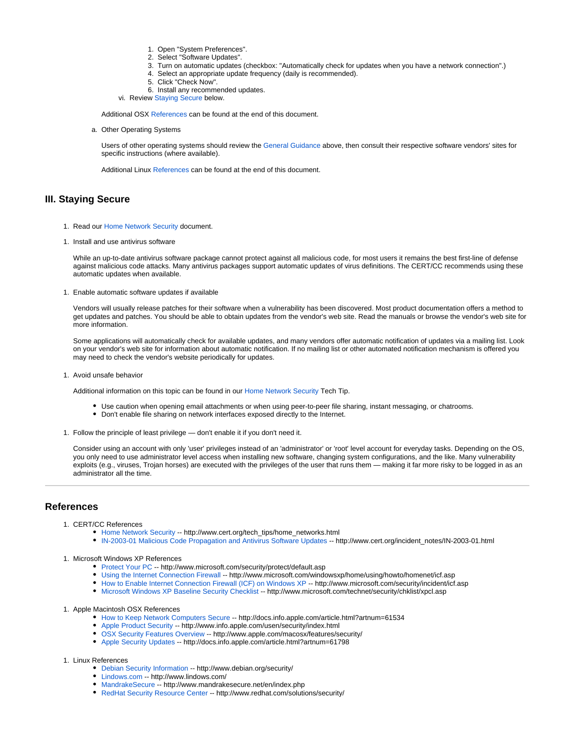1. Open "System Preferences".
2. Select "Software Updates".
3. Turn on automatic updates (checkbox: "Automatically check for updates when you have a network connection".)
4. Select an appropriate update frequency (daily is recommended).
5. Click "Check Now".
6. Install any recommended updates.

vi. Review Staying Secure below.

Additional OSX References can be found at the end of this document.

a. Other Operating Systems

Users of other operating systems should review the General Guidance above, then consult their respective software vendors' sites for specific instructions (where available).

Additional Linux References can be found at the end of this document.

## III. Staying Secure

1. Read our Home Network Security document.

1. Install and use antivirus software

   While an up-to-date antivirus software package cannot protect against all malicious code, for most users it remains the best first-line of defense against malicious code attacks. Many antivirus packages support automatic updates of virus definitions. The CERT/CC recommends using these automatic updates when available.

1. Enable automatic software updates if available

   Vendors will usually release patches for their software when a vulnerability has been discovered. Most product documentation offers a method to get updates and patches. You should be able to obtain updates from the vendor's web site. Read the manuals or browse the vendor's web site for more information.

   Some applications will automatically check for available updates, and many vendors offer automatic notification of updates via a mailing list. Look on your vendor's web site for information about automatic notification. If no mailing list or other automated notification mechanism is offered you may need to check the vendor's website periodically for updates.

1. Avoid unsafe behavior

   Additional information on this topic can be found in our Home Network Security Tech Tip.

   - Use caution when opening email attachments or when using peer-to-peer file sharing, instant messaging, or chatrooms.
   - Don't enable file sharing on network interfaces exposed directly to the Internet.

1. Follow the principle of least privilege — don't enable it if you don't need it.

   Consider using an account with only 'user' privileges instead of an 'administrator' or 'root' level account for everyday tasks. Depending on the OS, you only need to use administrator level access when installing new software, changing system configurations, and the like. Many vulnerability exploits (e.g., viruses, Trojan horses) are executed with the privileges of the user that runs them — making it far more risky to be logged in as an administrator all the time.

---

## References

1. CERT/CC References
   - Home Network Security -- http://www.cert.org/tech_tips/home_networks.html
   - IN-2003-01 Malicious Code Propagation and Antivirus Software Updates -- http://www.cert.org/incident_notes/IN-2003-01.html

1. Microsoft Windows XP References
   - Protect Your PC -- http://www.microsoft.com/security/protect/default.asp
   - Using the Internet Connection Firewall -- http://www.microsoft.com/windowsxp/home/using/howto/homenet/icf.asp
   - How to Enable Internet Connection Firewall (ICF) on Windows XP -- http://www.microsoft.com/security/incident/icf.asp
   - Microsoft Windows XP Baseline Security Checklist -- http://www.microsoft.com/technet/security/chklist/xpcl.asp

1. Apple Macintosh OSX References
   - How to Keep Network Computers Secure -- http://docs.info.apple.com/article.html?artnum=61534
   - Apple Product Security -- http://www.info.apple.com/usen/security/index.html
   - OSX Security Features Overview -- http://www.apple.com/macosx/features/security/
   - Apple Security Updates -- http://docs.info.apple.com/article.html?artnum=61798

1. Linux References
   - Debian Security Information -- http://www.debian.org/security/
   - Lindows.com -- http://www.lindows.com/
   - MandrakeSecure -- http://www.mandrakesecure.net/en/index.php
   - RedHat Security Resource Center -- http://www.redhat.com/solutions/security/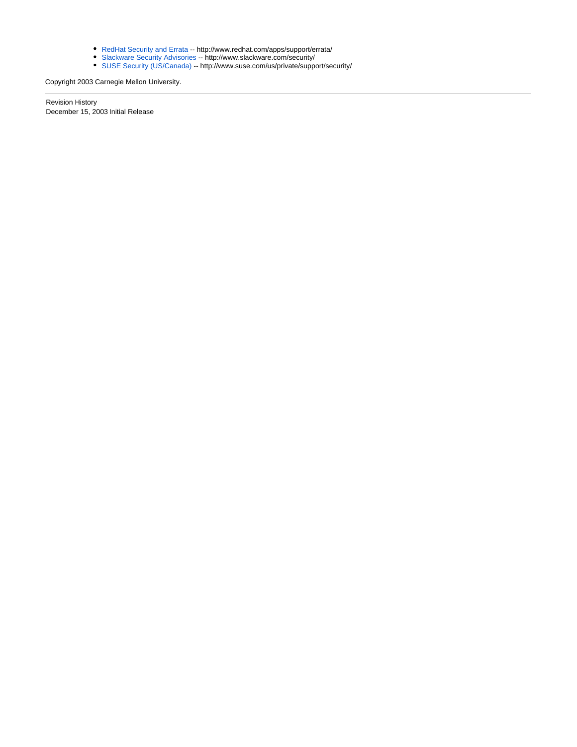- RedHat Security and Errata -- http://www.redhat.com/apps/support/errata/
- Slackware Security Advisories -- http://www.slackware.com/security/
- SUSE Security (US/Canada) -- http://www.suse.com/us/private/support/security/

Copyright 2003 Carnegie Mellon University.

---

Revision History
December 15, 2003 Initial Release